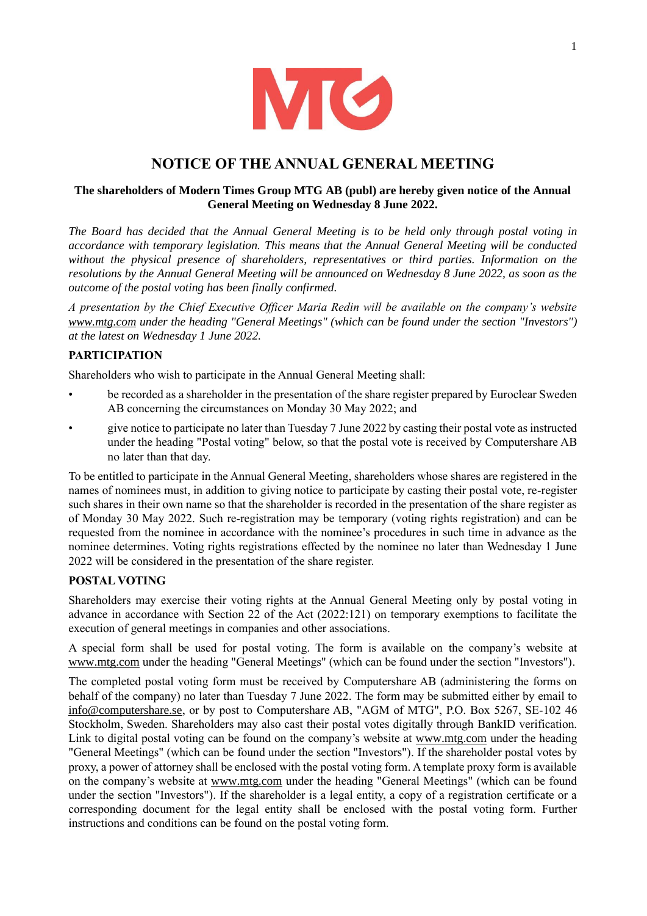# NOTICE OF THE ANNUAL GENERAL MEETING

**The shareholders of Modern Times Group MTG AB (publ) are hereby given notice of the Annual General Meeting on Wednesday 8 June 2022.**

*The Board has decided that the Annual General Meeting is to be held only through postal voting in accordance with temporary legislation. This means that the Annual General Meeting will be conducted without the physical presence of shareholders, representatives or third parties. Information on the resolutions by the Annual General Meeting will be announced on Wednesday 8 June 2022, as soon as the outcome of the postal voting has been finally confirmed.*

*A presentation by the Chief Executive Officer Maria Redin will be available on the company's website www.mtg.com under the heading "General Meetings" (which can be found under the section "Investors") at the latest on Wednesday 1 June 2022.*

## PARTICIPATION

Shareholders who wish to participate in the Annual General Meeting shall:

- be recorded as a shareholder in the presentation of the share register prepared by Euroclear Sweden AB concerning the circumstances on Monday 30 May 2022; and
- give notice to participate no later than Tuesday 7 June 2022 by casting their postal vote as instructed under the heading "Postal voting" below, so that the postal vote is received by Computershare AB no later than that day.

To be entitled to participate in the Annual General Meeting, shareholders whose shares are registered in the names of nominees must, in addition to giving notice to participate by casting their postal vote, re-register such shares in their own name so that the shareholder is recorded in the presentation of the share register as of Monday 30 May 2022. Such re-registration may be temporary (voting rights registration) and can be requested from the nominee in accordance with the nominee's procedures in such time in advance as the nominee determines. Voting rights registrations effected by the nominee no later than Wednesday 1 June 2022 will be considered in the presentation of the share register.

## POSTAL VOTING

Shareholders may exercise their voting rights at the Annual General Meeting only by postal voting in advance in accordance with Section 22 of the Act (2022:121) on temporary exemptions to facilitate the execution of general meetings in companies and other associations.

A special form shall be used for postal voting. The form is available on the company's website at www.mtg.com under the heading "General Meetings" (which can be found under the section "Investors").

The completed postal voting form must be received by Computershare AB (administering the forms on behalf of the company) no later than Tuesday 7 June 2022. The form may be submitted either by email to info@computershare.se, or by post to Computershare AB, "AGM of MTG", P.O. Box 5267, SE-102 46 Stockholm, Sweden. Shareholders may also cast their postal votes digitally through BankID verification. Link to digital postal voting can be found on the company's website at www.mtg.com under the heading "General Meetings" (which can be found under the section "Investors"). If the shareholder postal votes by proxy, a power of attorney shall be enclosed with the postal voting form. A template proxy form is available on the company's website at www.mtg.com under the heading "General Meetings" (which can be found under the section "Investors"). If the shareholder is a legal entity, a copy of a registration certificate or a corresponding document for the legal entity shall be enclosed with the postal voting form. Further instructions and conditions can be found on the postal voting form.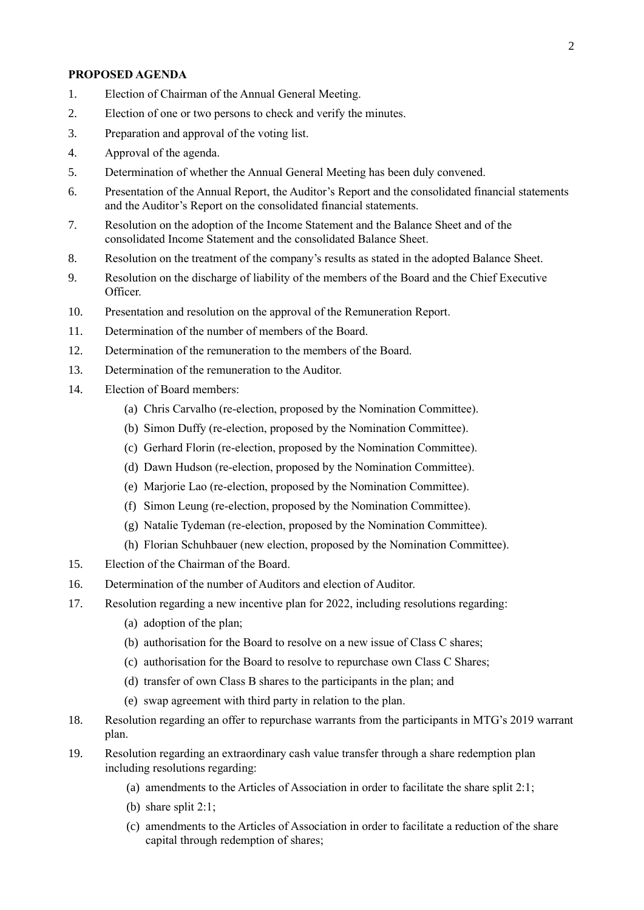**PROPOSED AGENDA**

1. Election of Chairman of the Annual General Meeting.
2. Election of one or two persons to check and verify the minutes.
3. Preparation and approval of the voting list.
4. Approval of the agenda.
5. Determination of whether the Annual General Meeting has been duly convened.
6. Presentation of the Annual Report, the Auditor's Report and the consolidated financial statements and the Auditor's Report on the consolidated financial statements.
7. Resolution on the adoption of the Income Statement and the Balance Sheet and of the consolidated Income Statement and the consolidated Balance Sheet.
8. Resolution on the treatment of the company's results as stated in the adopted Balance Sheet.
9. Resolution on the discharge of liability of the members of the Board and the Chief Executive Officer.
10. Presentation and resolution on the approval of the Remuneration Report.
11. Determination of the number of members of the Board.
12. Determination of the remuneration to the members of the Board.
13. Determination of the remuneration to the Auditor.
14. Election of Board members:
    - (a) Chris Carvalho (re-election, proposed by the Nomination Committee).
    - (b) Simon Duffy (re-election, proposed by the Nomination Committee).
    - (c) Gerhard Florin (re-election, proposed by the Nomination Committee).
    - (d) Dawn Hudson (re-election, proposed by the Nomination Committee).
    - (e) Marjorie Lao (re-election, proposed by the Nomination Committee).
    - (f) Simon Leung (re-election, proposed by the Nomination Committee).
    - (g) Natalie Tydeman (re-election, proposed by the Nomination Committee).
    - (h) Florian Schuhbauer (new election, proposed by the Nomination Committee).
15. Election of the Chairman of the Board.
16. Determination of the number of Auditors and election of Auditor.
17. Resolution regarding a new incentive plan for 2022, including resolutions regarding:
    - (a) adoption of the plan;
    - (b) authorisation for the Board to resolve on a new issue of Class C shares;
    - (c) authorisation for the Board to resolve to repurchase own Class C Shares;
    - (d) transfer of own Class B shares to the participants in the plan; and
    - (e) swap agreement with third party in relation to the plan.
18. Resolution regarding an offer to repurchase warrants from the participants in MTG's 2019 warrant plan.
19. Resolution regarding an extraordinary cash value transfer through a share redemption plan including resolutions regarding:
    - (a) amendments to the Articles of Association in order to facilitate the share split 2:1;
    - (b) share split 2:1;
    - (c) amendments to the Articles of Association in order to facilitate a reduction of the share capital through redemption of shares;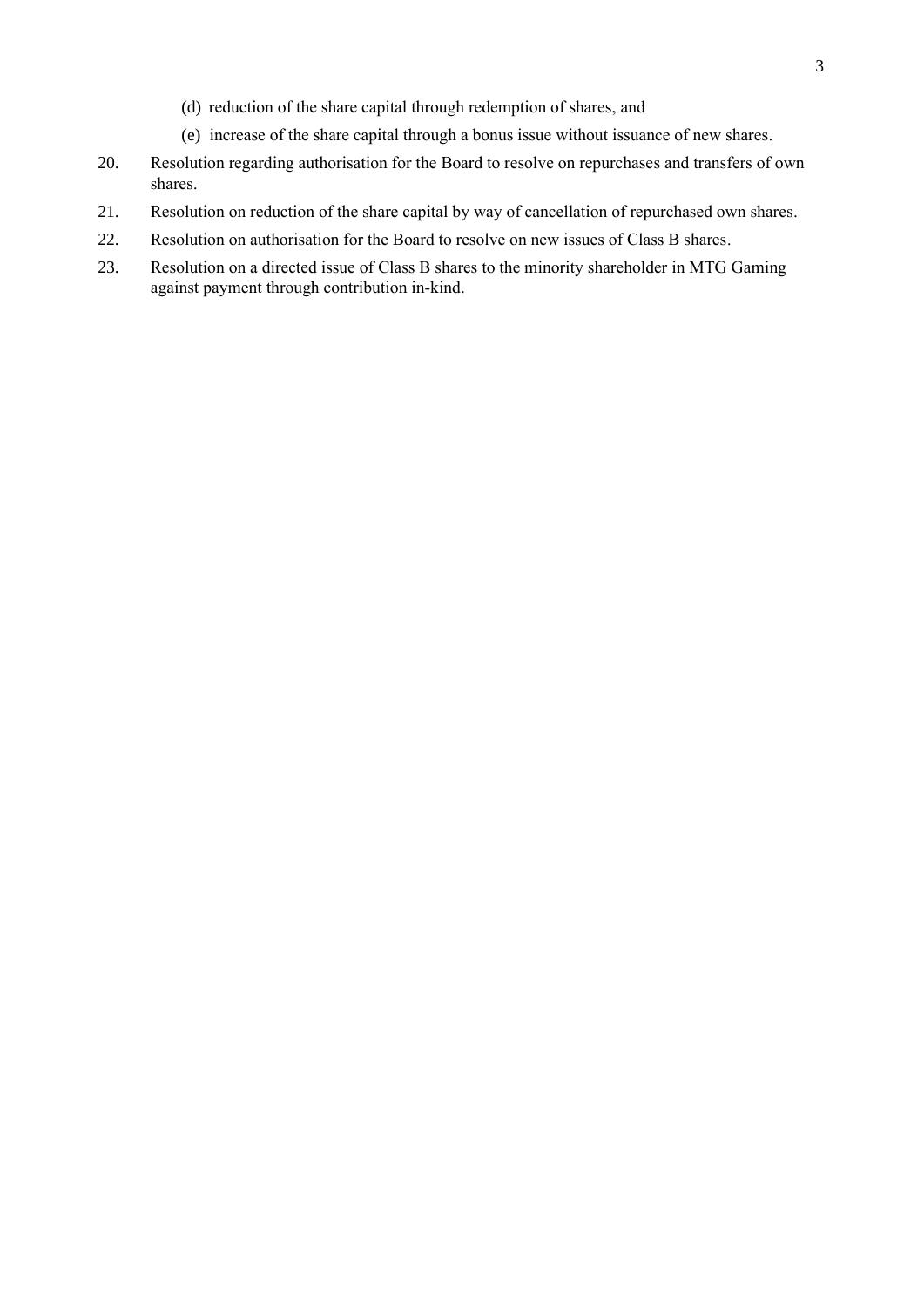(d) reduction of the share capital through redemption of shares, and

   (e) increase of the share capital through a bonus issue without issuance of new shares.

20. Resolution regarding authorisation for the Board to resolve on repurchases and transfers of own shares.

21. Resolution on reduction of the share capital by way of cancellation of repurchased own shares.

22. Resolution on authorisation for the Board to resolve on new issues of Class B shares.

23. Resolution on a directed issue of Class B shares to the minority shareholder in MTG Gaming against payment through contribution in-kind.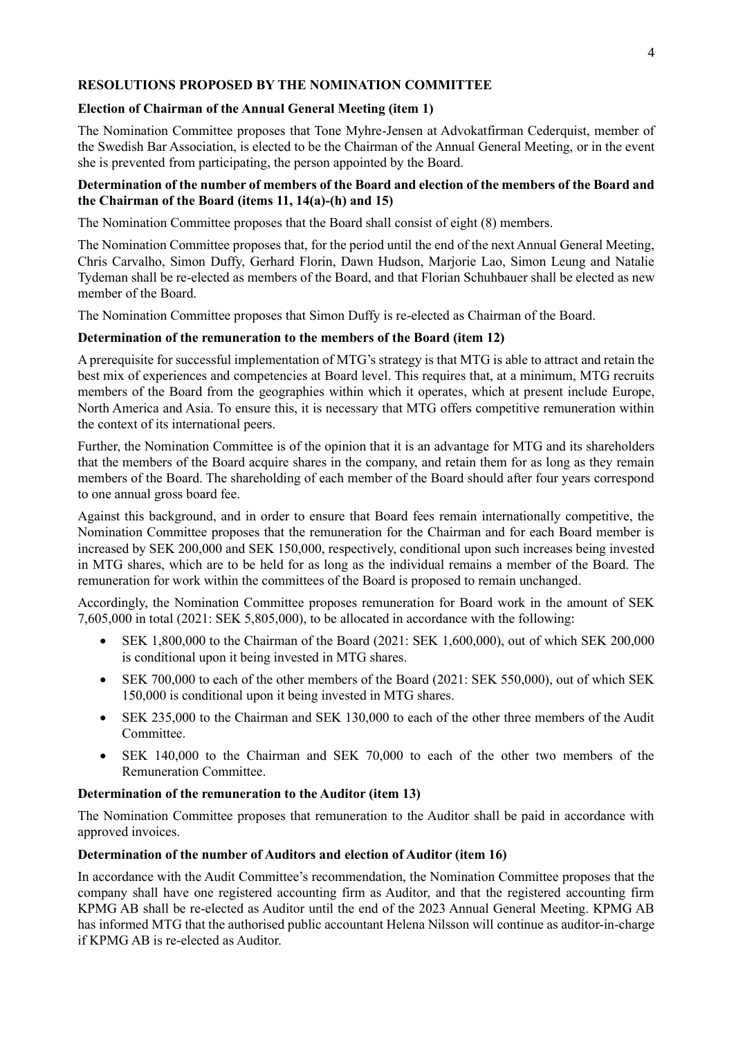## RESOLUTIONS PROPOSED BY THE NOMINATION COMMITTEE

### Election of Chairman of the Annual General Meeting (item 1)

The Nomination Committee proposes that Tone Myhre-Jensen at Advokatfirman Cederquist, member of the Swedish Bar Association, is elected to be the Chairman of the Annual General Meeting, or in the event she is prevented from participating, the person appointed by the Board.

### Determination of the number of members of the Board and election of the members of the Board and the Chairman of the Board (items 11, 14(a)-(h) and 15)

The Nomination Committee proposes that the Board shall consist of eight (8) members.

The Nomination Committee proposes that, for the period until the end of the next Annual General Meeting, Chris Carvalho, Simon Duffy, Gerhard Florin, Dawn Hudson, Marjorie Lao, Simon Leung and Natalie Tydeman shall be re-elected as members of the Board, and that Florian Schuhbauer shall be elected as new member of the Board.

The Nomination Committee proposes that Simon Duffy is re-elected as Chairman of the Board.

### Determination of the remuneration to the members of the Board (item 12)

A prerequisite for successful implementation of MTG's strategy is that MTG is able to attract and retain the best mix of experiences and competencies at Board level. This requires that, at a minimum, MTG recruits members of the Board from the geographies within which it operates, which at present include Europe, North America and Asia. To ensure this, it is necessary that MTG offers competitive remuneration within the context of its international peers.

Further, the Nomination Committee is of the opinion that it is an advantage for MTG and its shareholders that the members of the Board acquire shares in the company, and retain them for as long as they remain members of the Board. The shareholding of each member of the Board should after four years correspond to one annual gross board fee.

Against this background, and in order to ensure that Board fees remain internationally competitive, the Nomination Committee proposes that the remuneration for the Chairman and for each Board member is increased by SEK 200,000 and SEK 150,000, respectively, conditional upon such increases being invested in MTG shares, which are to be held for as long as the individual remains a member of the Board. The remuneration for work within the committees of the Board is proposed to remain unchanged.

Accordingly, the Nomination Committee proposes remuneration for Board work in the amount of SEK 7,605,000 in total (2021: SEK 5,805,000), to be allocated in accordance with the following:

- SEK 1,800,000 to the Chairman of the Board (2021: SEK 1,600,000), out of which SEK 200,000 is conditional upon it being invested in MTG shares.
- SEK 700,000 to each of the other members of the Board (2021: SEK 550,000), out of which SEK 150,000 is conditional upon it being invested in MTG shares.
- SEK 235,000 to the Chairman and SEK 130,000 to each of the other three members of the Audit Committee.
- SEK 140,000 to the Chairman and SEK 70,000 to each of the other two members of the Remuneration Committee.

### Determination of the remuneration to the Auditor (item 13)

The Nomination Committee proposes that remuneration to the Auditor shall be paid in accordance with approved invoices.

### Determination of the number of Auditors and election of Auditor (item 16)

In accordance with the Audit Committee's recommendation, the Nomination Committee proposes that the company shall have one registered accounting firm as Auditor, and that the registered accounting firm KPMG AB shall be re-elected as Auditor until the end of the 2023 Annual General Meeting. KPMG AB has informed MTG that the authorised public accountant Helena Nilsson will continue as auditor-in-charge if KPMG AB is re-elected as Auditor.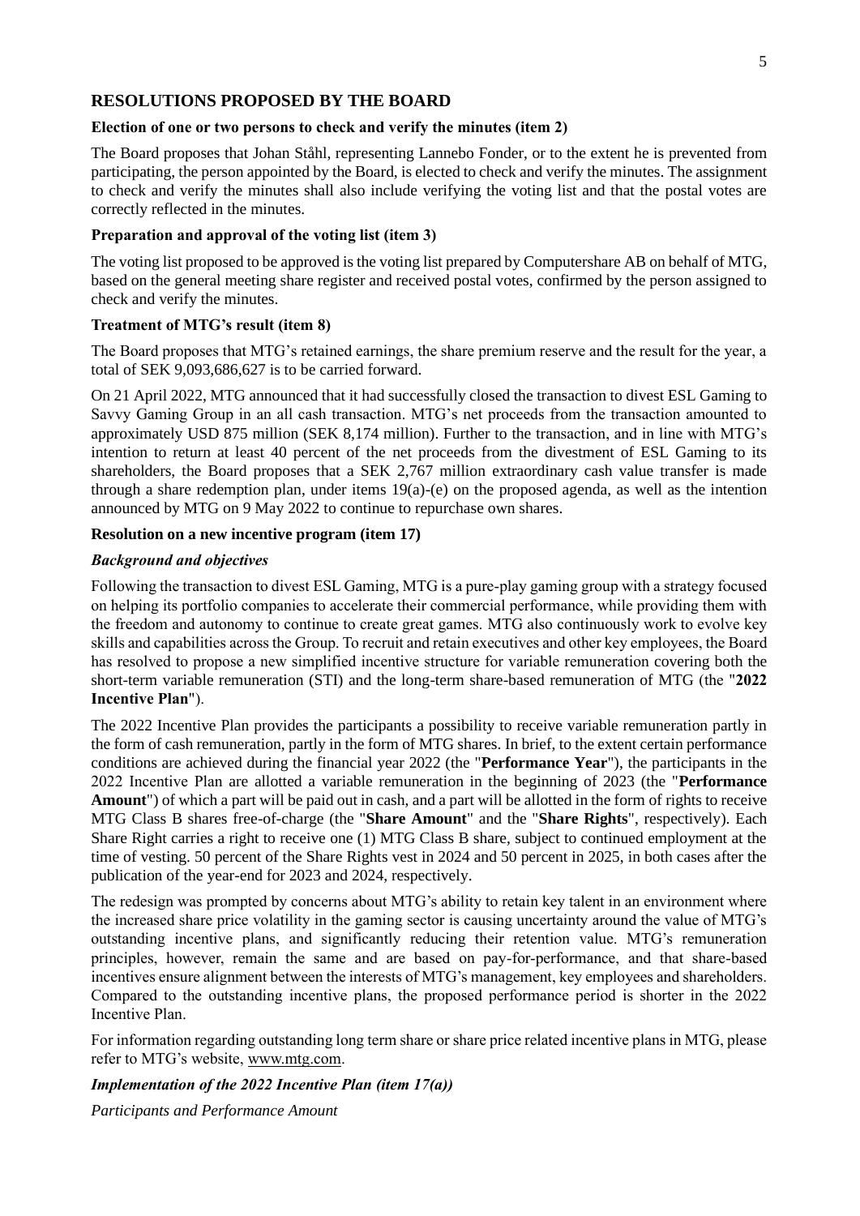## RESOLUTIONS PROPOSED BY THE BOARD

### Election of one or two persons to check and verify the minutes (item 2)

The Board proposes that Johan Ståhl, representing Lannebo Fonder, or to the extent he is prevented from participating, the person appointed by the Board, is elected to check and verify the minutes. The assignment to check and verify the minutes shall also include verifying the voting list and that the postal votes are correctly reflected in the minutes.

### Preparation and approval of the voting list (item 3)

The voting list proposed to be approved is the voting list prepared by Computershare AB on behalf of MTG, based on the general meeting share register and received postal votes, confirmed by the person assigned to check and verify the minutes.

### Treatment of MTG's result (item 8)

The Board proposes that MTG's retained earnings, the share premium reserve and the result for the year, a total of SEK 9,093,686,627 is to be carried forward.

On 21 April 2022, MTG announced that it had successfully closed the transaction to divest ESL Gaming to Savvy Gaming Group in an all cash transaction. MTG's net proceeds from the transaction amounted to approximately USD 875 million (SEK 8,174 million). Further to the transaction, and in line with MTG's intention to return at least 40 percent of the net proceeds from the divestment of ESL Gaming to its shareholders, the Board proposes that a SEK 2,767 million extraordinary cash value transfer is made through a share redemption plan, under items 19(a)-(e) on the proposed agenda, as well as the intention announced by MTG on 9 May 2022 to continue to repurchase own shares.

### Resolution on a new incentive program (item 17)

***Background and objectives***

Following the transaction to divest ESL Gaming, MTG is a pure-play gaming group with a strategy focused on helping its portfolio companies to accelerate their commercial performance, while providing them with the freedom and autonomy to continue to create great games. MTG also continuously work to evolve key skills and capabilities across the Group. To recruit and retain executives and other key employees, the Board has resolved to propose a new simplified incentive structure for variable remuneration covering both the short-term variable remuneration (STI) and the long-term share-based remuneration of MTG (the "**2022 Incentive Plan**").

The 2022 Incentive Plan provides the participants a possibility to receive variable remuneration partly in the form of cash remuneration, partly in the form of MTG shares. In brief, to the extent certain performance conditions are achieved during the financial year 2022 (the "**Performance Year**"), the participants in the 2022 Incentive Plan are allotted a variable remuneration in the beginning of 2023 (the "**Performance Amount**") of which a part will be paid out in cash, and a part will be allotted in the form of rights to receive MTG Class B shares free-of-charge (the "**Share Amount**" and the "**Share Rights**", respectively). Each Share Right carries a right to receive one (1) MTG Class B share, subject to continued employment at the time of vesting. 50 percent of the Share Rights vest in 2024 and 50 percent in 2025, in both cases after the publication of the year-end for 2023 and 2024, respectively.

The redesign was prompted by concerns about MTG's ability to retain key talent in an environment where the increased share price volatility in the gaming sector is causing uncertainty around the value of MTG's outstanding incentive plans, and significantly reducing their retention value. MTG's remuneration principles, however, remain the same and are based on pay-for-performance, and that share-based incentives ensure alignment between the interests of MTG's management, key employees and shareholders. Compared to the outstanding incentive plans, the proposed performance period is shorter in the 2022 Incentive Plan.

For information regarding outstanding long term share or share price related incentive plans in MTG, please refer to MTG's website, www.mtg.com.

***Implementation of the 2022 Incentive Plan (item 17(a))***

*Participants and Performance Amount*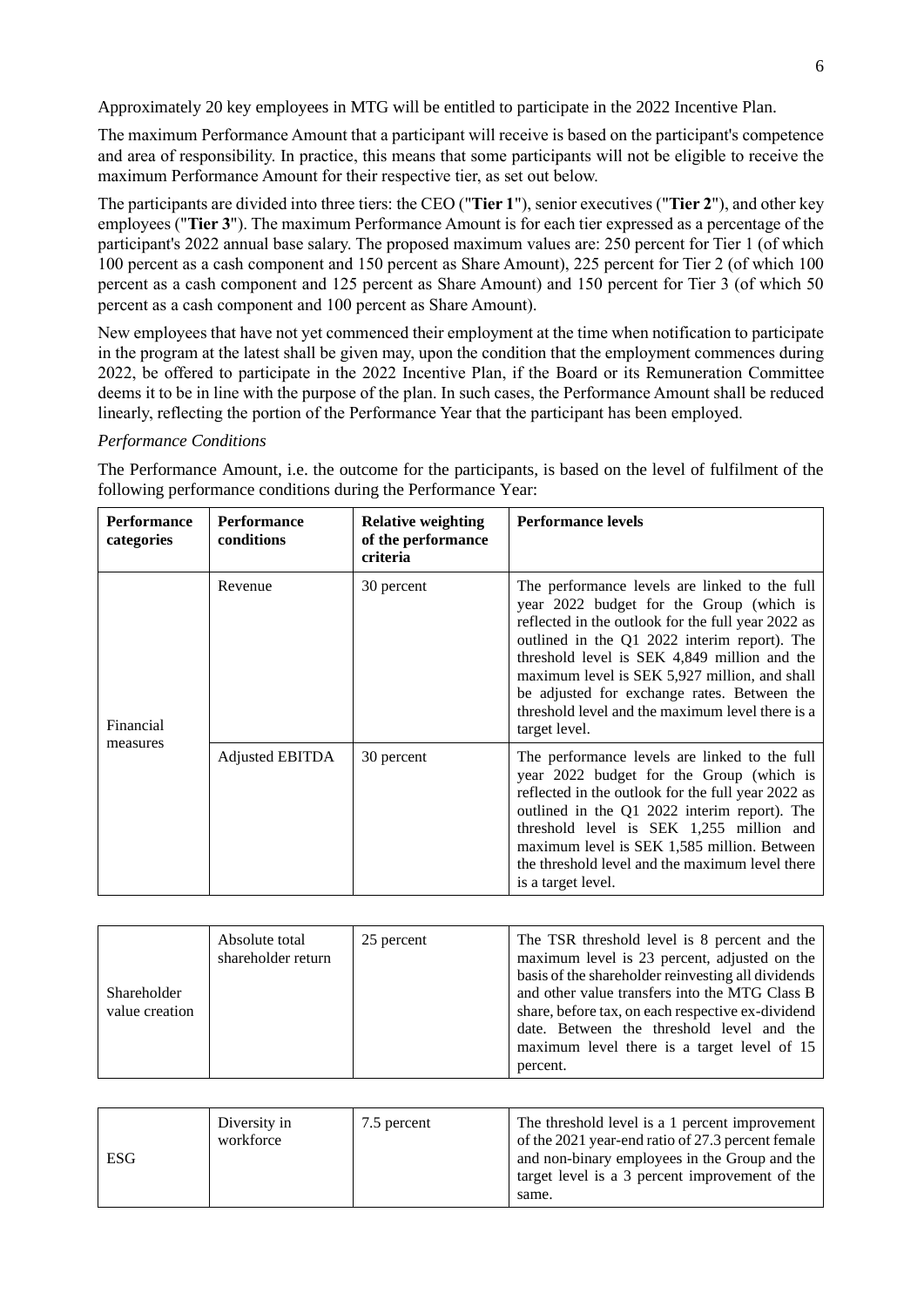Approximately 20 key employees in MTG will be entitled to participate in the 2022 Incentive Plan.

The maximum Performance Amount that a participant will receive is based on the participant's competence and area of responsibility. In practice, this means that some participants will not be eligible to receive the maximum Performance Amount for their respective tier, as set out below.

The participants are divided into three tiers: the CEO ("**Tier 1**"), senior executives ("**Tier 2**"), and other key employees ("**Tier 3**"). The maximum Performance Amount is for each tier expressed as a percentage of the participant's 2022 annual base salary. The proposed maximum values are: 250 percent for Tier 1 (of which 100 percent as a cash component and 150 percent as Share Amount), 225 percent for Tier 2 (of which 100 percent as a cash component and 125 percent as Share Amount) and 150 percent for Tier 3 (of which 50 percent as a cash component and 100 percent as Share Amount).

New employees that have not yet commenced their employment at the time when notification to participate in the program at the latest shall be given may, upon the condition that the employment commences during 2022, be offered to participate in the 2022 Incentive Plan, if the Board or its Remuneration Committee deems it to be in line with the purpose of the plan. In such cases, the Performance Amount shall be reduced linearly, reflecting the portion of the Performance Year that the participant has been employed.

*Performance Conditions*

The Performance Amount, i.e. the outcome for the participants, is based on the level of fulfilment of the following performance conditions during the Performance Year:

| Performance categories | Performance conditions | Relative weighting of the performance criteria | Performance levels |
|---|---|---|---|
| Financial measures | Revenue | 30 percent | The performance levels are linked to the full year 2022 budget for the Group (which is reflected in the outlook for the full year 2022 as outlined in the Q1 2022 interim report). The threshold level is SEK 4,849 million and the maximum level is SEK 5,927 million, and shall be adjusted for exchange rates. Between the threshold level and the maximum level there is a target level. |
| | Adjusted EBITDA | 30 percent | The performance levels are linked to the full year 2022 budget for the Group (which is reflected in the outlook for the full year 2022 as outlined in the Q1 2022 interim report). The threshold level is SEK 1,255 million and maximum level is SEK 1,585 million. Between the threshold level and the maximum level there is a target level. |
| Shareholder value creation | Absolute total shareholder return | 25 percent | The TSR threshold level is 8 percent and the maximum level is 23 percent, adjusted on the basis of the shareholder reinvesting all dividends and other value transfers into the MTG Class B share, before tax, on each respective ex-dividend date. Between the threshold level and the maximum level there is a target level of 15 percent. |
| ESG | Diversity in workforce | 7.5 percent | The threshold level is a 1 percent improvement of the 2021 year-end ratio of 27.3 percent female and non-binary employees in the Group and the target level is a 3 percent improvement of the same. |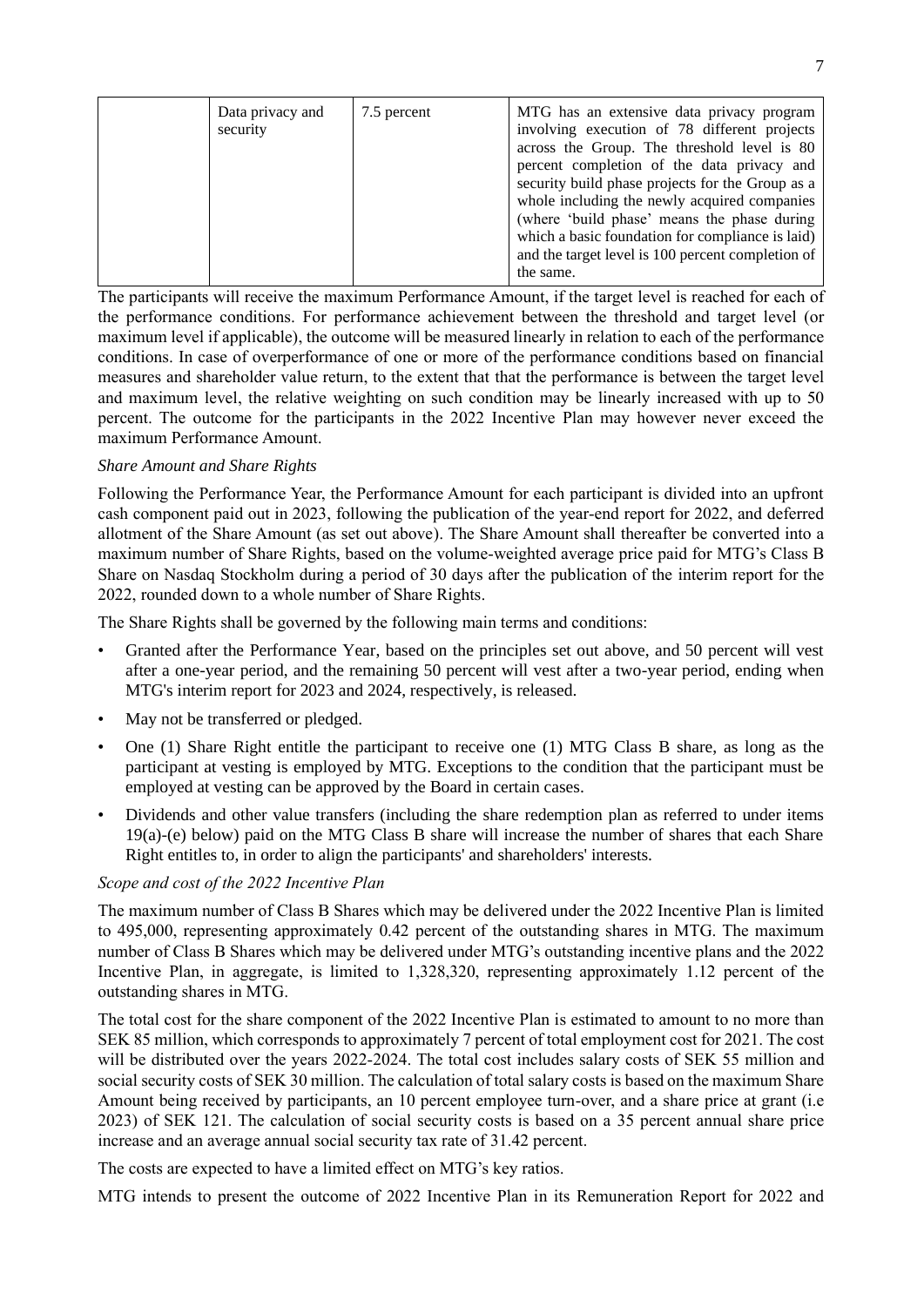|  | Data privacy and security | 7.5 percent | MTG has an extensive data privacy program involving execution of 78 different projects across the Group. The threshold level is 80 percent completion of the data privacy and security build phase projects for the Group as a whole including the newly acquired companies (where 'build phase' means the phase during which a basic foundation for compliance is laid) and the target level is 100 percent completion of the same. |
|---|---|---|---|

The participants will receive the maximum Performance Amount, if the target level is reached for each of the performance conditions. For performance achievement between the threshold and target level (or maximum level if applicable), the outcome will be measured linearly in relation to each of the performance conditions. In case of overperformance of one or more of the performance conditions based on financial measures and shareholder value return, to the extent that that the performance is between the target level and maximum level, the relative weighting on such condition may be linearly increased with up to 50 percent. The outcome for the participants in the 2022 Incentive Plan may however never exceed the maximum Performance Amount.

*Share Amount and Share Rights*

Following the Performance Year, the Performance Amount for each participant is divided into an upfront cash component paid out in 2023, following the publication of the year-end report for 2022, and deferred allotment of the Share Amount (as set out above). The Share Amount shall thereafter be converted into a maximum number of Share Rights, based on the volume-weighted average price paid for MTG's Class B Share on Nasdaq Stockholm during a period of 30 days after the publication of the interim report for the 2022, rounded down to a whole number of Share Rights.

The Share Rights shall be governed by the following main terms and conditions:

- Granted after the Performance Year, based on the principles set out above, and 50 percent will vest after a one-year period, and the remaining 50 percent will vest after a two-year period, ending when MTG's interim report for 2023 and 2024, respectively, is released.
- May not be transferred or pledged.
- One (1) Share Right entitle the participant to receive one (1) MTG Class B share, as long as the participant at vesting is employed by MTG. Exceptions to the condition that the participant must be employed at vesting can be approved by the Board in certain cases.
- Dividends and other value transfers (including the share redemption plan as referred to under items 19(a)-(e) below) paid on the MTG Class B share will increase the number of shares that each Share Right entitles to, in order to align the participants' and shareholders' interests.

*Scope and cost of the 2022 Incentive Plan*

The maximum number of Class B Shares which may be delivered under the 2022 Incentive Plan is limited to 495,000, representing approximately 0.42 percent of the outstanding shares in MTG. The maximum number of Class B Shares which may be delivered under MTG's outstanding incentive plans and the 2022 Incentive Plan, in aggregate, is limited to 1,328,320, representing approximately 1.12 percent of the outstanding shares in MTG.

The total cost for the share component of the 2022 Incentive Plan is estimated to amount to no more than SEK 85 million, which corresponds to approximately 7 percent of total employment cost for 2021. The cost will be distributed over the years 2022-2024. The total cost includes salary costs of SEK 55 million and social security costs of SEK 30 million. The calculation of total salary costs is based on the maximum Share Amount being received by participants, an 10 percent employee turn-over, and a share price at grant (i.e 2023) of SEK 121. The calculation of social security costs is based on a 35 percent annual share price increase and an average annual social security tax rate of 31.42 percent.

The costs are expected to have a limited effect on MTG's key ratios.

MTG intends to present the outcome of 2022 Incentive Plan in its Remuneration Report for 2022 and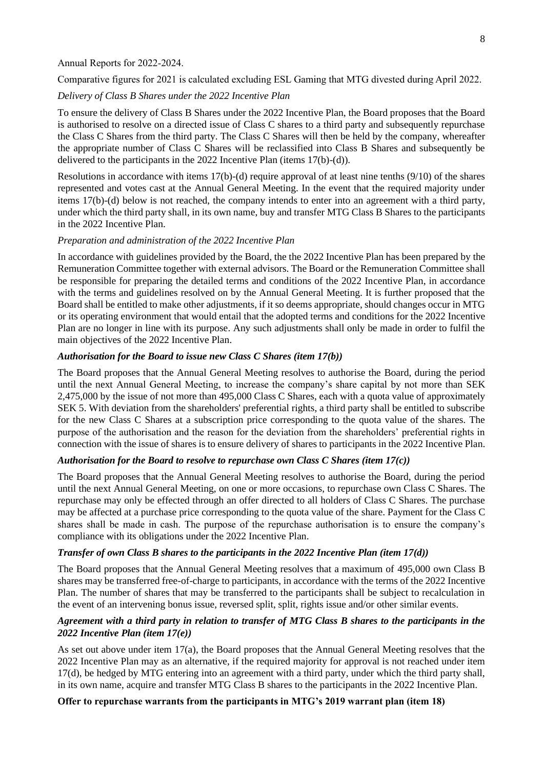Annual Reports for 2022-2024.

Comparative figures for 2021 is calculated excluding ESL Gaming that MTG divested during April 2022.

*Delivery of Class B Shares under the 2022 Incentive Plan*

To ensure the delivery of Class B Shares under the 2022 Incentive Plan, the Board proposes that the Board is authorised to resolve on a directed issue of Class C shares to a third party and subsequently repurchase the Class C Shares from the third party. The Class C Shares will then be held by the company, whereafter the appropriate number of Class C Shares will be reclassified into Class B Shares and subsequently be delivered to the participants in the 2022 Incentive Plan (items 17(b)-(d)).

Resolutions in accordance with items 17(b)-(d) require approval of at least nine tenths (9/10) of the shares represented and votes cast at the Annual General Meeting. In the event that the required majority under items 17(b)-(d) below is not reached, the company intends to enter into an agreement with a third party, under which the third party shall, in its own name, buy and transfer MTG Class B Shares to the participants in the 2022 Incentive Plan.

*Preparation and administration of the 2022 Incentive Plan*

In accordance with guidelines provided by the Board, the the 2022 Incentive Plan has been prepared by the Remuneration Committee together with external advisors. The Board or the Remuneration Committee shall be responsible for preparing the detailed terms and conditions of the 2022 Incentive Plan, in accordance with the terms and guidelines resolved on by the Annual General Meeting. It is further proposed that the Board shall be entitled to make other adjustments, if it so deems appropriate, should changes occur in MTG or its operating environment that would entail that the adopted terms and conditions for the 2022 Incentive Plan are no longer in line with its purpose. Any such adjustments shall only be made in order to fulfil the main objectives of the 2022 Incentive Plan.

***Authorisation for the Board to issue new Class C Shares (item 17(b))***

The Board proposes that the Annual General Meeting resolves to authorise the Board, during the period until the next Annual General Meeting, to increase the company's share capital by not more than SEK 2,475,000 by the issue of not more than 495,000 Class C Shares, each with a quota value of approximately SEK 5. With deviation from the shareholders' preferential rights, a third party shall be entitled to subscribe for the new Class C Shares at a subscription price corresponding to the quota value of the shares. The purpose of the authorisation and the reason for the deviation from the shareholders' preferential rights in connection with the issue of shares is to ensure delivery of shares to participants in the 2022 Incentive Plan.

***Authorisation for the Board to resolve to repurchase own Class C Shares (item 17(c))***

The Board proposes that the Annual General Meeting resolves to authorise the Board, during the period until the next Annual General Meeting, on one or more occasions, to repurchase own Class C Shares. The repurchase may only be effected through an offer directed to all holders of Class C Shares. The purchase may be affected at a purchase price corresponding to the quota value of the share. Payment for the Class C shares shall be made in cash. The purpose of the repurchase authorisation is to ensure the company's compliance with its obligations under the 2022 Incentive Plan.

***Transfer of own Class B shares to the participants in the 2022 Incentive Plan (item 17(d))***

The Board proposes that the Annual General Meeting resolves that a maximum of 495,000 own Class B shares may be transferred free-of-charge to participants, in accordance with the terms of the 2022 Incentive Plan. The number of shares that may be transferred to the participants shall be subject to recalculation in the event of an intervening bonus issue, reversed split, split, rights issue and/or other similar events.

***Agreement with a third party in relation to transfer of MTG Class B shares to the participants in the 2022 Incentive Plan (item 17(e))***

As set out above under item 17(a), the Board proposes that the Annual General Meeting resolves that the 2022 Incentive Plan may as an alternative, if the required majority for approval is not reached under item 17(d), be hedged by MTG entering into an agreement with a third party, under which the third party shall, in its own name, acquire and transfer MTG Class B shares to the participants in the 2022 Incentive Plan.

**Offer to repurchase warrants from the participants in MTG's 2019 warrant plan (item 18)**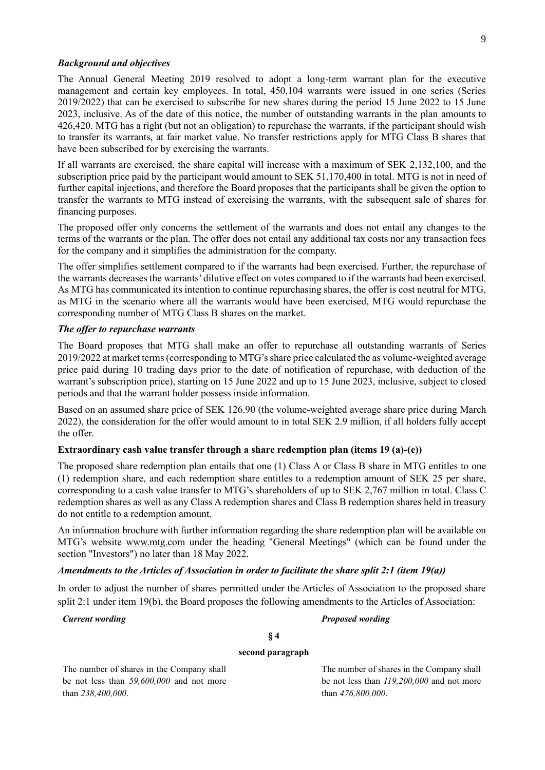### *Background and objectives*

The Annual General Meeting 2019 resolved to adopt a long-term warrant plan for the executive management and certain key employees. In total, 450,104 warrants were issued in one series (Series 2019/2022) that can be exercised to subscribe for new shares during the period 15 June 2022 to 15 June 2023, inclusive. As of the date of this notice, the number of outstanding warrants in the plan amounts to 426,420. MTG has a right (but not an obligation) to repurchase the warrants, if the participant should wish to transfer its warrants, at fair market value. No transfer restrictions apply for MTG Class B shares that have been subscribed for by exercising the warrants.

If all warrants are exercised, the share capital will increase with a maximum of SEK 2,132,100, and the subscription price paid by the participant would amount to SEK 51,170,400 in total. MTG is not in need of further capital injections, and therefore the Board proposes that the participants shall be given the option to transfer the warrants to MTG instead of exercising the warrants, with the subsequent sale of shares for financing purposes.

The proposed offer only concerns the settlement of the warrants and does not entail any changes to the terms of the warrants or the plan. The offer does not entail any additional tax costs nor any transaction fees for the company and it simplifies the administration for the company.

The offer simplifies settlement compared to if the warrants had been exercised. Further, the repurchase of the warrants decreases the warrants' dilutive effect on votes compared to if the warrants had been exercised. As MTG has communicated its intention to continue repurchasing shares, the offer is cost neutral for MTG, as MTG in the scenario where all the warrants would have been exercised, MTG would repurchase the corresponding number of MTG Class B shares on the market.

### *The offer to repurchase warrants*

The Board proposes that MTG shall make an offer to repurchase all outstanding warrants of Series 2019/2022 at market terms (corresponding to MTG's share price calculated the as volume-weighted average price paid during 10 trading days prior to the date of notification of repurchase, with deduction of the warrant's subscription price), starting on 15 June 2022 and up to 15 June 2023, inclusive, subject to closed periods and that the warrant holder possess inside information.

Based on an assumed share price of SEK 126.90 (the volume-weighted average share price during March 2022), the consideration for the offer would amount to in total SEK 2.9 million, if all holders fully accept the offer.

### **Extraordinary cash value transfer through a share redemption plan (items 19 (a)-(e))**

The proposed share redemption plan entails that one (1) Class A or Class B share in MTG entitles to one (1) redemption share, and each redemption share entitles to a redemption amount of SEK 25 per share, corresponding to a cash value transfer to MTG's shareholders of up to SEK 2,767 million in total. Class C redemption shares as well as any Class A redemption shares and Class B redemption shares held in treasury do not entitle to a redemption amount.

An information brochure with further information regarding the share redemption plan will be available on MTG's website www.mtg.com under the heading "General Meetings" (which can be found under the section "Investors") no later than 18 May 2022.

### *Amendments to the Articles of Association in order to facilitate the share split 2:1 (item 19(a))*

In order to adjust the number of shares permitted under the Articles of Association to the proposed share split 2:1 under item 19(b), the Board proposes the following amendments to the Articles of Association:

| *Current wording* | *Proposed wording* |
|---|---|
| **§ 4 second paragraph** | |
| The number of shares in the Company shall be not less than *59,600,000* and not more than *238,400,000*. | The number of shares in the Company shall be not less than *119,200,000* and not more than *476,800,000*. |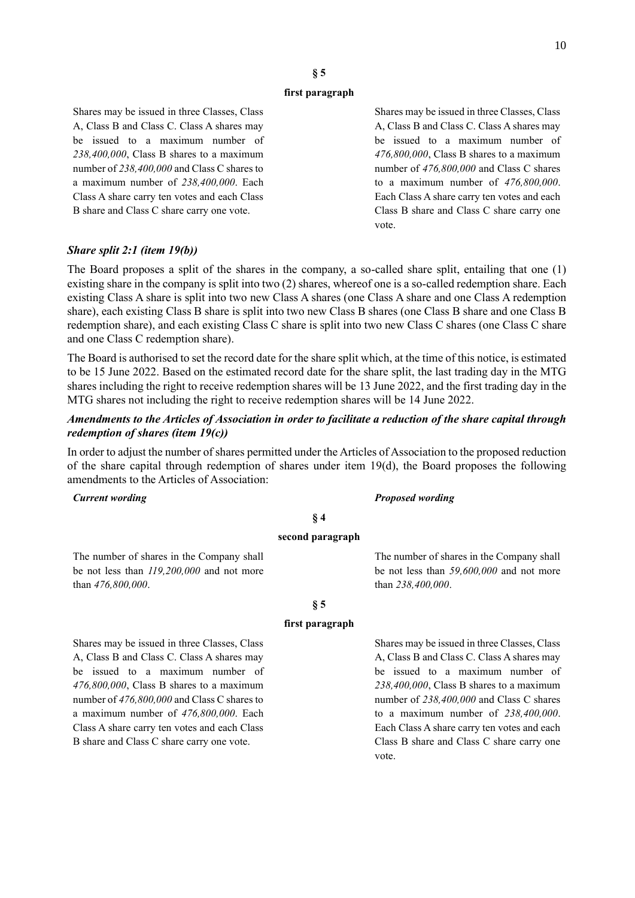**§ 5**

**first paragraph**

| Current wording | Proposed wording |
|---|---|
| Shares may be issued in three Classes, Class A, Class B and Class C. Class A shares may be issued to a maximum number of *238,400,000*, Class B shares to a maximum number of *238,400,000* and Class C shares to a maximum number of *238,400,000*. Each Class A share carry ten votes and each Class B share and Class C share carry one vote. | Shares may be issued in three Classes, Class A, Class B and Class C. Class A shares may be issued to a maximum number of *476,800,000*, Class B shares to a maximum number of *476,800,000* and Class C shares to a maximum number of *476,800,000*. Each Class A share carry ten votes and each Class B share and Class C share carry one vote. |

### *Share split 2:1 (item 19(b))*

The Board proposes a split of the shares in the company, a so-called share split, entailing that one (1) existing share in the company is split into two (2) shares, whereof one is a so-called redemption share. Each existing Class A share is split into two new Class A shares (one Class A share and one Class A redemption share), each existing Class B share is split into two new Class B shares (one Class B share and one Class B redemption share), and each existing Class C share is split into two new Class C shares (one Class C share and one Class C redemption share).

The Board is authorised to set the record date for the share split which, at the time of this notice, is estimated to be 15 June 2022. Based on the estimated record date for the share split, the last trading day in the MTG shares including the right to receive redemption shares will be 13 June 2022, and the first trading day in the MTG shares not including the right to receive redemption shares will be 14 June 2022.

### *Amendments to the Articles of Association in order to facilitate a reduction of the share capital through redemption of shares (item 19(c))*

In order to adjust the number of shares permitted under the Articles of Association to the proposed reduction of the share capital through redemption of shares under item 19(d), the Board proposes the following amendments to the Articles of Association:

**§ 4**

**second paragraph**

| *Current wording* | *Proposed wording* |
|---|---|
| The number of shares in the Company shall be not less than *119,200,000* and not more than *476,800,000*. | The number of shares in the Company shall be not less than *59,600,000* and not more than *238,400,000*. |

**§ 5**

**first paragraph**

| *Current wording* | *Proposed wording* |
|---|---|
| Shares may be issued in three Classes, Class A, Class B and Class C. Class A shares may be issued to a maximum number of *476,800,000*, Class B shares to a maximum number of *476,800,000* and Class C shares to a maximum number of *476,800,000*. Each Class A share carry ten votes and each Class B share and Class C share carry one vote. | Shares may be issued in three Classes, Class A, Class B and Class C. Class A shares may be issued to a maximum number of *238,400,000*, Class B shares to a maximum number of *238,400,000* and Class C shares to a maximum number of *238,400,000*. Each Class A share carry ten votes and each Class B share and Class C share carry one vote. |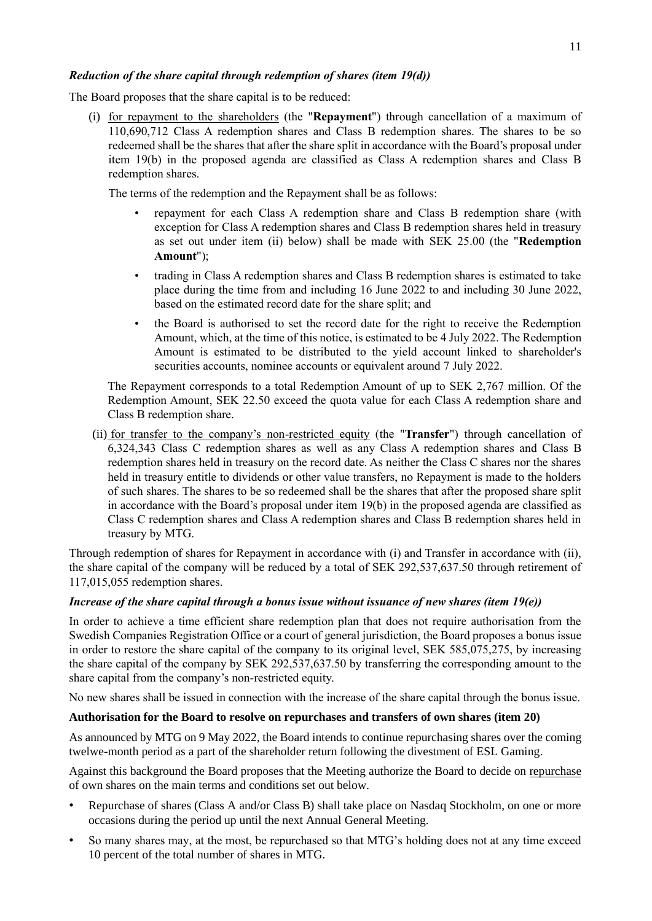### *Reduction of the share capital through redemption of shares (item 19(d))*

The Board proposes that the share capital is to be reduced:

(i) for repayment to the shareholders (the "**Repayment**") through cancellation of a maximum of 110,690,712 Class A redemption shares and Class B redemption shares. The shares to be so redeemed shall be the shares that after the share split in accordance with the Board's proposal under item 19(b) in the proposed agenda are classified as Class A redemption shares and Class B redemption shares.

The terms of the redemption and the Repayment shall be as follows:

- repayment for each Class A redemption share and Class B redemption share (with exception for Class A redemption shares and Class B redemption shares held in treasury as set out under item (ii) below) shall be made with SEK 25.00 (the "**Redemption Amount**");
- trading in Class A redemption shares and Class B redemption shares is estimated to take place during the time from and including 16 June 2022 to and including 30 June 2022, based on the estimated record date for the share split; and
- the Board is authorised to set the record date for the right to receive the Redemption Amount, which, at the time of this notice, is estimated to be 4 July 2022. The Redemption Amount is estimated to be distributed to the yield account linked to shareholder's securities accounts, nominee accounts or equivalent around 7 July 2022.

The Repayment corresponds to a total Redemption Amount of up to SEK 2,767 million. Of the Redemption Amount, SEK 22.50 exceed the quota value for each Class A redemption share and Class B redemption share.

(ii) for transfer to the company's non-restricted equity (the "**Transfer**") through cancellation of 6,324,343 Class C redemption shares as well as any Class A redemption shares and Class B redemption shares held in treasury on the record date. As neither the Class C shares nor the shares held in treasury entitle to dividends or other value transfers, no Repayment is made to the holders of such shares. The shares to be so redeemed shall be the shares that after the proposed share split in accordance with the Board's proposal under item 19(b) in the proposed agenda are classified as Class C redemption shares and Class A redemption shares and Class B redemption shares held in treasury by MTG.

Through redemption of shares for Repayment in accordance with (i) and Transfer in accordance with (ii), the share capital of the company will be reduced by a total of SEK 292,537,637.50 through retirement of 117,015,055 redemption shares.

### *Increase of the share capital through a bonus issue without issuance of new shares (item 19(e))*

In order to achieve a time efficient share redemption plan that does not require authorisation from the Swedish Companies Registration Office or a court of general jurisdiction, the Board proposes a bonus issue in order to restore the share capital of the company to its original level, SEK 585,075,275, by increasing the share capital of the company by SEK 292,537,637.50 by transferring the corresponding amount to the share capital from the company's non-restricted equity.

No new shares shall be issued in connection with the increase of the share capital through the bonus issue.

### **Authorisation for the Board to resolve on repurchases and transfers of own shares (item 20)**

As announced by MTG on 9 May 2022, the Board intends to continue repurchasing shares over the coming twelve-month period as a part of the shareholder return following the divestment of ESL Gaming.

Against this background the Board proposes that the Meeting authorize the Board to decide on repurchase of own shares on the main terms and conditions set out below.

- Repurchase of shares (Class A and/or Class B) shall take place on Nasdaq Stockholm, on one or more occasions during the period up until the next Annual General Meeting.
- So many shares may, at the most, be repurchased so that MTG's holding does not at any time exceed 10 percent of the total number of shares in MTG.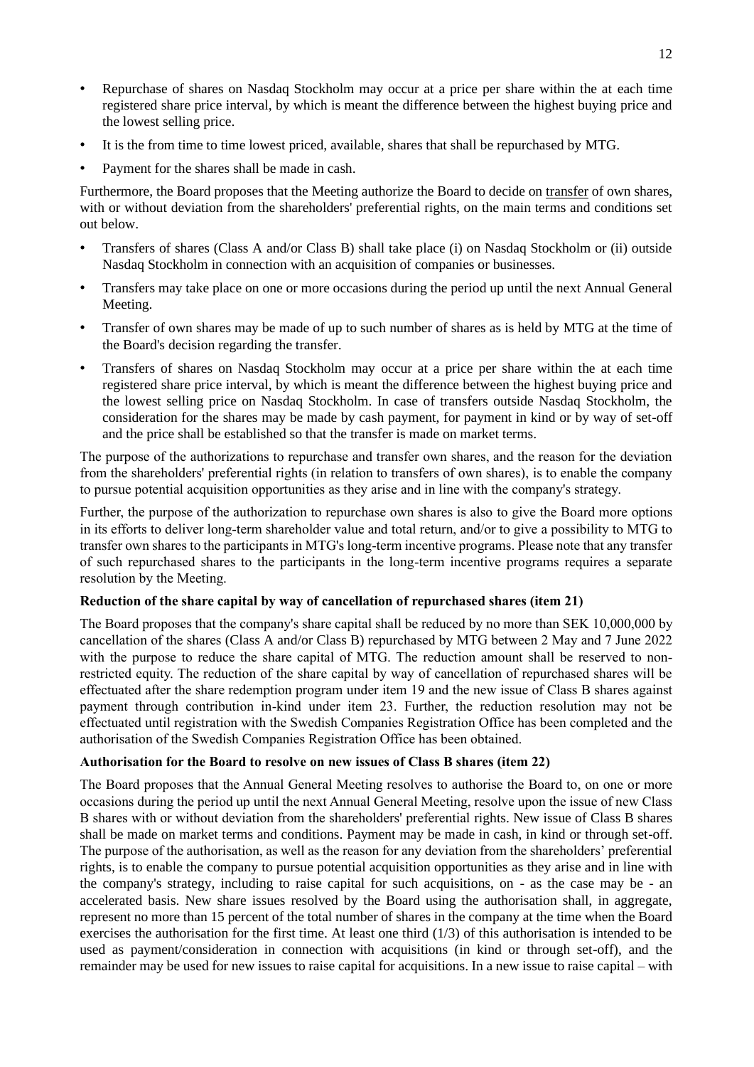- Repurchase of shares on Nasdaq Stockholm may occur at a price per share within the at each time registered share price interval, by which is meant the difference between the highest buying price and the lowest selling price.
- It is the from time to time lowest priced, available, shares that shall be repurchased by MTG.
- Payment for the shares shall be made in cash.

Furthermore, the Board proposes that the Meeting authorize the Board to decide on transfer of own shares, with or without deviation from the shareholders' preferential rights, on the main terms and conditions set out below.

- Transfers of shares (Class A and/or Class B) shall take place (i) on Nasdaq Stockholm or (ii) outside Nasdaq Stockholm in connection with an acquisition of companies or businesses.
- Transfers may take place on one or more occasions during the period up until the next Annual General Meeting.
- Transfer of own shares may be made of up to such number of shares as is held by MTG at the time of the Board's decision regarding the transfer.
- Transfers of shares on Nasdaq Stockholm may occur at a price per share within the at each time registered share price interval, by which is meant the difference between the highest buying price and the lowest selling price on Nasdaq Stockholm. In case of transfers outside Nasdaq Stockholm, the consideration for the shares may be made by cash payment, for payment in kind or by way of set-off and the price shall be established so that the transfer is made on market terms.

The purpose of the authorizations to repurchase and transfer own shares, and the reason for the deviation from the shareholders' preferential rights (in relation to transfers of own shares), is to enable the company to pursue potential acquisition opportunities as they arise and in line with the company's strategy.

Further, the purpose of the authorization to repurchase own shares is also to give the Board more options in its efforts to deliver long-term shareholder value and total return, and/or to give a possibility to MTG to transfer own shares to the participants in MTG's long-term incentive programs. Please note that any transfer of such repurchased shares to the participants in the long-term incentive programs requires a separate resolution by the Meeting.

**Reduction of the share capital by way of cancellation of repurchased shares (item 21)**

The Board proposes that the company's share capital shall be reduced by no more than SEK 10,000,000 by cancellation of the shares (Class A and/or Class B) repurchased by MTG between 2 May and 7 June 2022 with the purpose to reduce the share capital of MTG. The reduction amount shall be reserved to non-restricted equity. The reduction of the share capital by way of cancellation of repurchased shares will be effectuated after the share redemption program under item 19 and the new issue of Class B shares against payment through contribution in-kind under item 23. Further, the reduction resolution may not be effectuated until registration with the Swedish Companies Registration Office has been completed and the authorisation of the Swedish Companies Registration Office has been obtained.

**Authorisation for the Board to resolve on new issues of Class B shares (item 22)**

The Board proposes that the Annual General Meeting resolves to authorise the Board to, on one or more occasions during the period up until the next Annual General Meeting, resolve upon the issue of new Class B shares with or without deviation from the shareholders' preferential rights. New issue of Class B shares shall be made on market terms and conditions. Payment may be made in cash, in kind or through set-off. The purpose of the authorisation, as well as the reason for any deviation from the shareholders' preferential rights, is to enable the company to pursue potential acquisition opportunities as they arise and in line with the company's strategy, including to raise capital for such acquisitions, on - as the case may be - an accelerated basis. New share issues resolved by the Board using the authorisation shall, in aggregate, represent no more than 15 percent of the total number of shares in the company at the time when the Board exercises the authorisation for the first time. At least one third (1/3) of this authorisation is intended to be used as payment/consideration in connection with acquisitions (in kind or through set-off), and the remainder may be used for new issues to raise capital for acquisitions. In a new issue to raise capital – with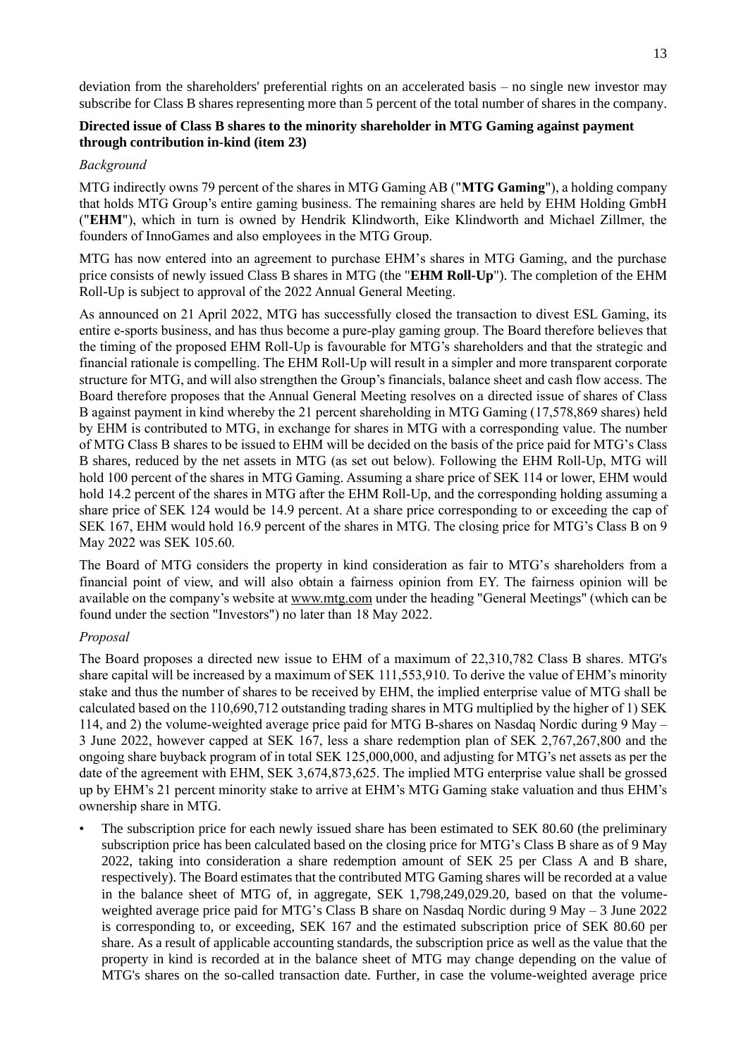deviation from the shareholders' preferential rights on an accelerated basis – no single new investor may subscribe for Class B shares representing more than 5 percent of the total number of shares in the company.

**Directed issue of Class B shares to the minority shareholder in MTG Gaming against payment through contribution in-kind (item 23)**

*Background*

MTG indirectly owns 79 percent of the shares in MTG Gaming AB ("**MTG Gaming**"), a holding company that holds MTG Group's entire gaming business. The remaining shares are held by EHM Holding GmbH ("**EHM**"), which in turn is owned by Hendrik Klindworth, Eike Klindworth and Michael Zillmer, the founders of InnoGames and also employees in the MTG Group.

MTG has now entered into an agreement to purchase EHM's shares in MTG Gaming, and the purchase price consists of newly issued Class B shares in MTG (the "**EHM Roll-Up**"). The completion of the EHM Roll-Up is subject to approval of the 2022 Annual General Meeting.

As announced on 21 April 2022, MTG has successfully closed the transaction to divest ESL Gaming, its entire e-sports business, and has thus become a pure-play gaming group. The Board therefore believes that the timing of the proposed EHM Roll-Up is favourable for MTG's shareholders and that the strategic and financial rationale is compelling. The EHM Roll-Up will result in a simpler and more transparent corporate structure for MTG, and will also strengthen the Group's financials, balance sheet and cash flow access. The Board therefore proposes that the Annual General Meeting resolves on a directed issue of shares of Class B against payment in kind whereby the 21 percent shareholding in MTG Gaming (17,578,869 shares) held by EHM is contributed to MTG, in exchange for shares in MTG with a corresponding value. The number of MTG Class B shares to be issued to EHM will be decided on the basis of the price paid for MTG's Class B shares, reduced by the net assets in MTG (as set out below). Following the EHM Roll-Up, MTG will hold 100 percent of the shares in MTG Gaming. Assuming a share price of SEK 114 or lower, EHM would hold 14.2 percent of the shares in MTG after the EHM Roll-Up, and the corresponding holding assuming a share price of SEK 124 would be 14.9 percent. At a share price corresponding to or exceeding the cap of SEK 167, EHM would hold 16.9 percent of the shares in MTG. The closing price for MTG's Class B on 9 May 2022 was SEK 105.60.

The Board of MTG considers the property in kind consideration as fair to MTG's shareholders from a financial point of view, and will also obtain a fairness opinion from EY. The fairness opinion will be available on the company's website at www.mtg.com under the heading "General Meetings" (which can be found under the section "Investors") no later than 18 May 2022.

*Proposal*

The Board proposes a directed new issue to EHM of a maximum of 22,310,782 Class B shares. MTG's share capital will be increased by a maximum of SEK 111,553,910. To derive the value of EHM's minority stake and thus the number of shares to be received by EHM, the implied enterprise value of MTG shall be calculated based on the 110,690,712 outstanding trading shares in MTG multiplied by the higher of 1) SEK 114, and 2) the volume-weighted average price paid for MTG B-shares on Nasdaq Nordic during 9 May – 3 June 2022, however capped at SEK 167, less a share redemption plan of SEK 2,767,267,800 and the ongoing share buyback program in total SEK 125,000,000, and adjusting for MTG's net assets as per the date of the agreement with EHM, SEK 3,674,873,625. The implied MTG enterprise value shall be grossed up by EHM's 21 percent minority stake to arrive at EHM's MTG Gaming stake valuation and thus EHM's ownership share in MTG.

- The subscription price for each newly issued share has been estimated to SEK 80.60 (the preliminary subscription price has been calculated based on the closing price for MTG's Class B share as of 9 May 2022, taking into consideration a share redemption amount of SEK 25 per Class A and B share, respectively). The Board estimates that the contributed MTG Gaming shares will be recorded at a value in the balance sheet of MTG of, in aggregate, SEK 1,798,249,029.20, based on that the volume-weighted average price paid for MTG's Class B share on Nasdaq Nordic during 9 May – 3 June 2022 is corresponding to, or exceeding, SEK 167 and the estimated subscription price of SEK 80.60 per share. As a result of applicable accounting standards, the subscription price as well as the value that the property in kind is recorded at in the balance sheet of MTG may change depending on the value of MTG's shares on the so-called transaction date. Further, in case the volume-weighted average price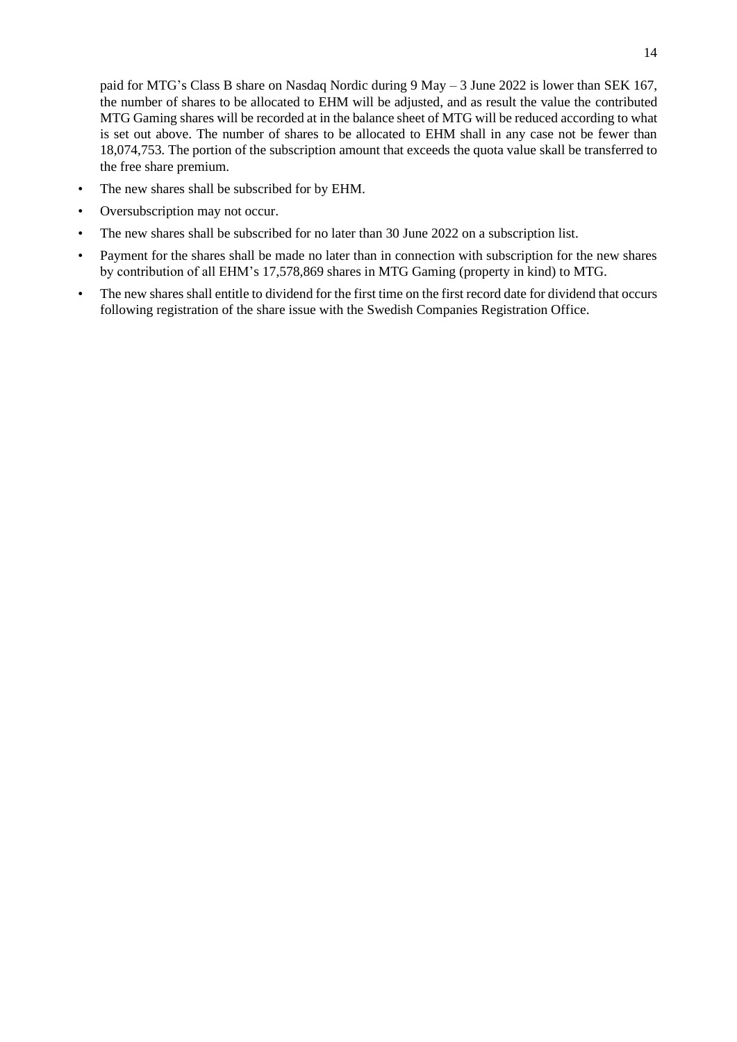paid for MTG's Class B share on Nasdaq Nordic during 9 May – 3 June 2022 is lower than SEK 167, the number of shares to be allocated to EHM will be adjusted, and as result the value the contributed MTG Gaming shares will be recorded at in the balance sheet of MTG will be reduced according to what is set out above. The number of shares to be allocated to EHM shall in any case not be fewer than 18,074,753. The portion of the subscription amount that exceeds the quota value skall be transferred to the free share premium.

- The new shares shall be subscribed for by EHM.
- Oversubscription may not occur.
- The new shares shall be subscribed for no later than 30 June 2022 on a subscription list.
- Payment for the shares shall be made no later than in connection with subscription for the new shares by contribution of all EHM's 17,578,869 shares in MTG Gaming (property in kind) to MTG.
- The new shares shall entitle to dividend for the first time on the first record date for dividend that occurs following registration of the share issue with the Swedish Companies Registration Office.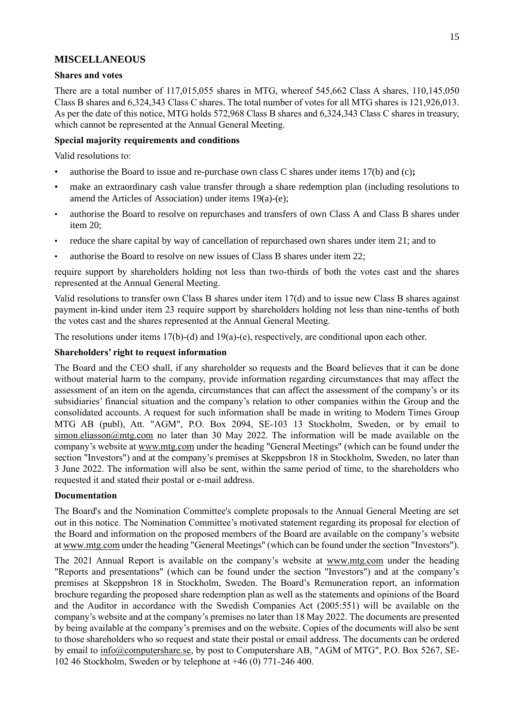## MISCELLANEOUS

### Shares and votes

There are a total number of 117,015,055 shares in MTG, whereof 545,662 Class A shares, 110,145,050 Class B shares and 6,324,343 Class C shares. The total number of votes for all MTG shares is 121,926,013. As per the date of this notice, MTG holds 572,968 Class B shares and 6,324,343 Class C shares in treasury, which cannot be represented at the Annual General Meeting.

### Special majority requirements and conditions

Valid resolutions to:

- authorise the Board to issue and re-purchase own class C shares under items 17(b) and (c)**;**
- make an extraordinary cash value transfer through a share redemption plan (including resolutions to amend the Articles of Association) under items 19(a)-(e);
- authorise the Board to resolve on repurchases and transfers of own Class A and Class B shares under item 20;
- reduce the share capital by way of cancellation of repurchased own shares under item 21; and to
- authorise the Board to resolve on new issues of Class B shares under item 22;

require support by shareholders holding not less than two-thirds of both the votes cast and the shares represented at the Annual General Meeting.

Valid resolutions to transfer own Class B shares under item 17(d) and to issue new Class B shares against payment in-kind under item 23 require support by shareholders holding not less than nine-tenths of both the votes cast and the shares represented at the Annual General Meeting.

The resolutions under items 17(b)-(d) and 19(a)-(e), respectively, are conditional upon each other.

### Shareholders' right to request information

The Board and the CEO shall, if any shareholder so requests and the Board believes that it can be done without material harm to the company, provide information regarding circumstances that may affect the assessment of an item on the agenda, circumstances that can affect the assessment of the company's or its subsidiaries' financial situation and the company's relation to other companies within the Group and the consolidated accounts. A request for such information shall be made in writing to Modern Times Group MTG AB (publ), Att. "AGM", P.O. Box 2094, SE-103 13 Stockholm, Sweden, or by email to simon.eliasson@mtg.com no later than 30 May 2022. The information will be made available on the company's website at www.mtg.com under the heading "General Meetings" (which can be found under the section "Investors") and at the company's premises at Skeppsbron 18 in Stockholm, Sweden, no later than 3 June 2022. The information will also be sent, within the same period of time, to the shareholders who requested it and stated their postal or e-mail address.

### Documentation

The Board's and the Nomination Committee's complete proposals to the Annual General Meeting are set out in this notice. The Nomination Committee's motivated statement regarding its proposal for election of the Board and information on the proposed members of the Board are available on the company's website at www.mtg.com under the heading "General Meetings" (which can be found under the section "Investors").

The 2021 Annual Report is available on the company's website at www.mtg.com under the heading "Reports and presentations" (which can be found under the section "Investors") and at the company's premises at Skeppsbron 18 in Stockholm, Sweden. The Board's Remuneration report, an information brochure regarding the proposed share redemption plan as well as the statements and opinions of the Board and the Auditor in accordance with the Swedish Companies Act (2005:551) will be available on the company's website and at the company's premises no later than 18 May 2022. The documents are presented by being available at the company's premises and on the website. Copies of the documents will also be sent to those shareholders who so request and state their postal or email address. The documents can be ordered by email to info@computershare.se, by post to Computershare AB, "AGM of MTG", P.O. Box 5267, SE-102 46 Stockholm, Sweden or by telephone at +46 (0) 771-246 400.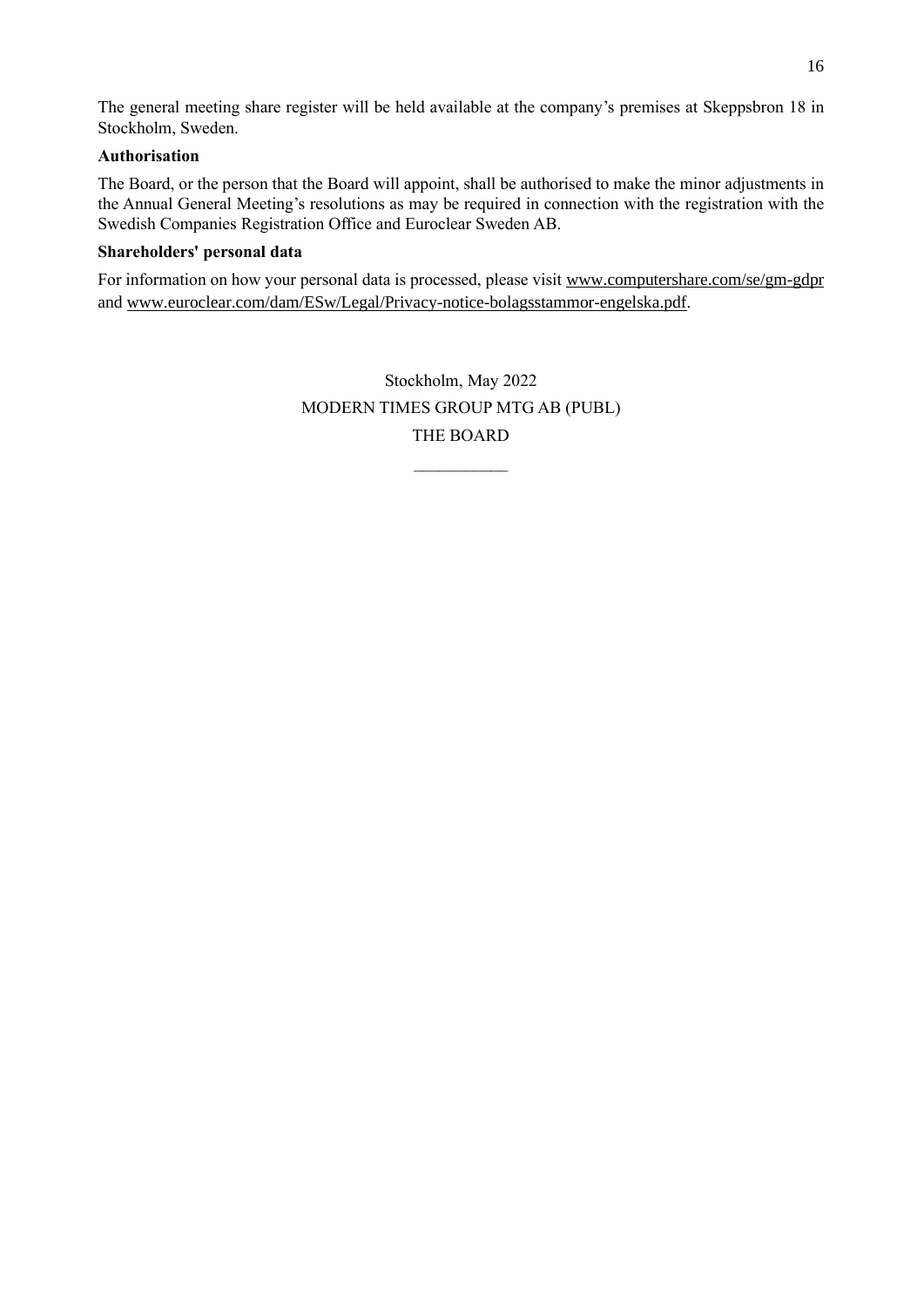The general meeting share register will be held available at the company's premises at Skeppsbron 18 in Stockholm, Sweden.

**Authorisation**

The Board, or the person that the Board will appoint, shall be authorised to make the minor adjustments in the Annual General Meeting's resolutions as may be required in connection with the registration with the Swedish Companies Registration Office and Euroclear Sweden AB.

**Shareholders' personal data**

For information on how your personal data is processed, please visit www.computershare.com/se/gm-gdpr and www.euroclear.com/dam/ESw/Legal/Privacy-notice-bolagsstammor-engelska.pdf.

Stockholm, May 2022

MODERN TIMES GROUP MTG AB (PUBL)

THE BOARD

\_\_\_\_\_\_\_\_\_\_\_